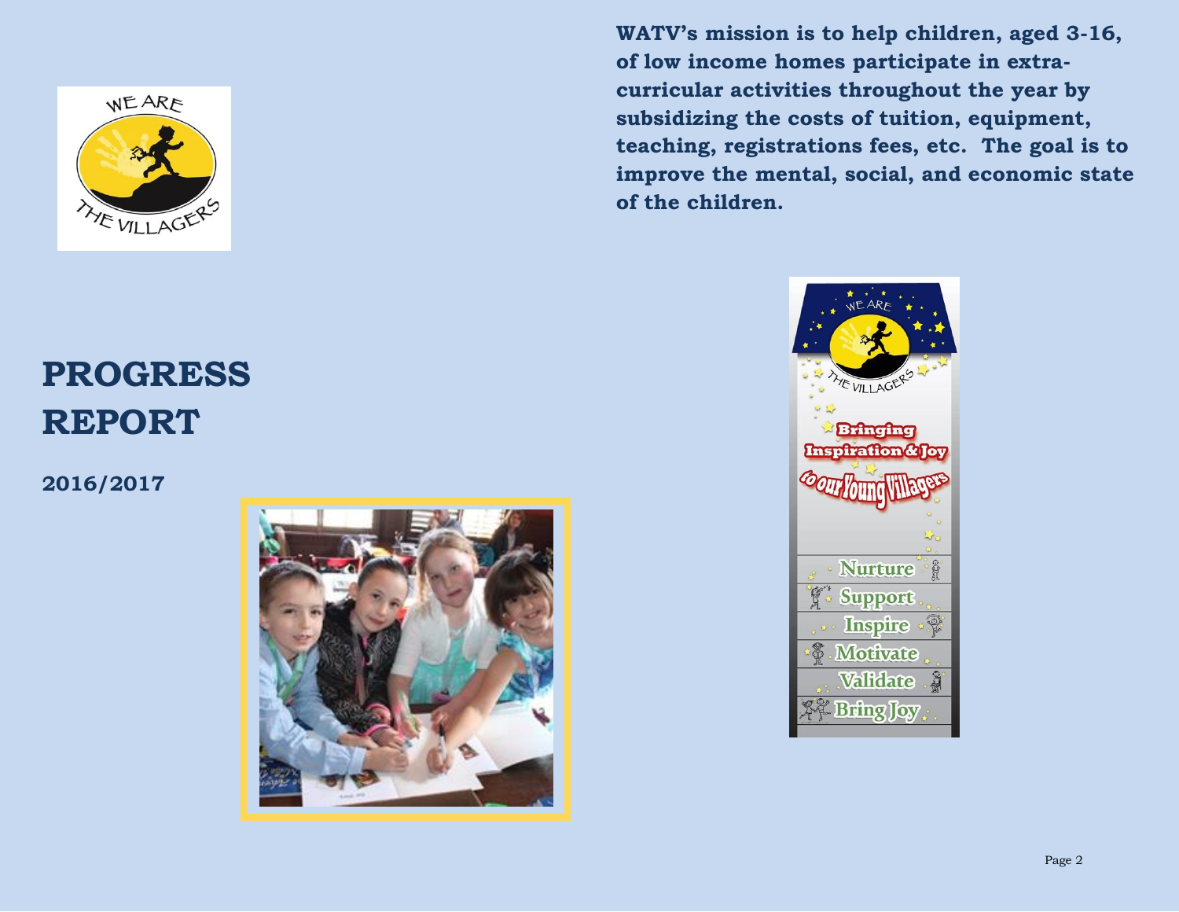WATV's mission is to help children, aged 3-16, of low income homes participate in extra-curricular activities throughout the year by subsidizing the costs of tuition, equipment, teaching, registrations fees, etc. The goal is to improve the mental, social, and economic state of the children.

# PROGRESS REPORT

**2016/2017**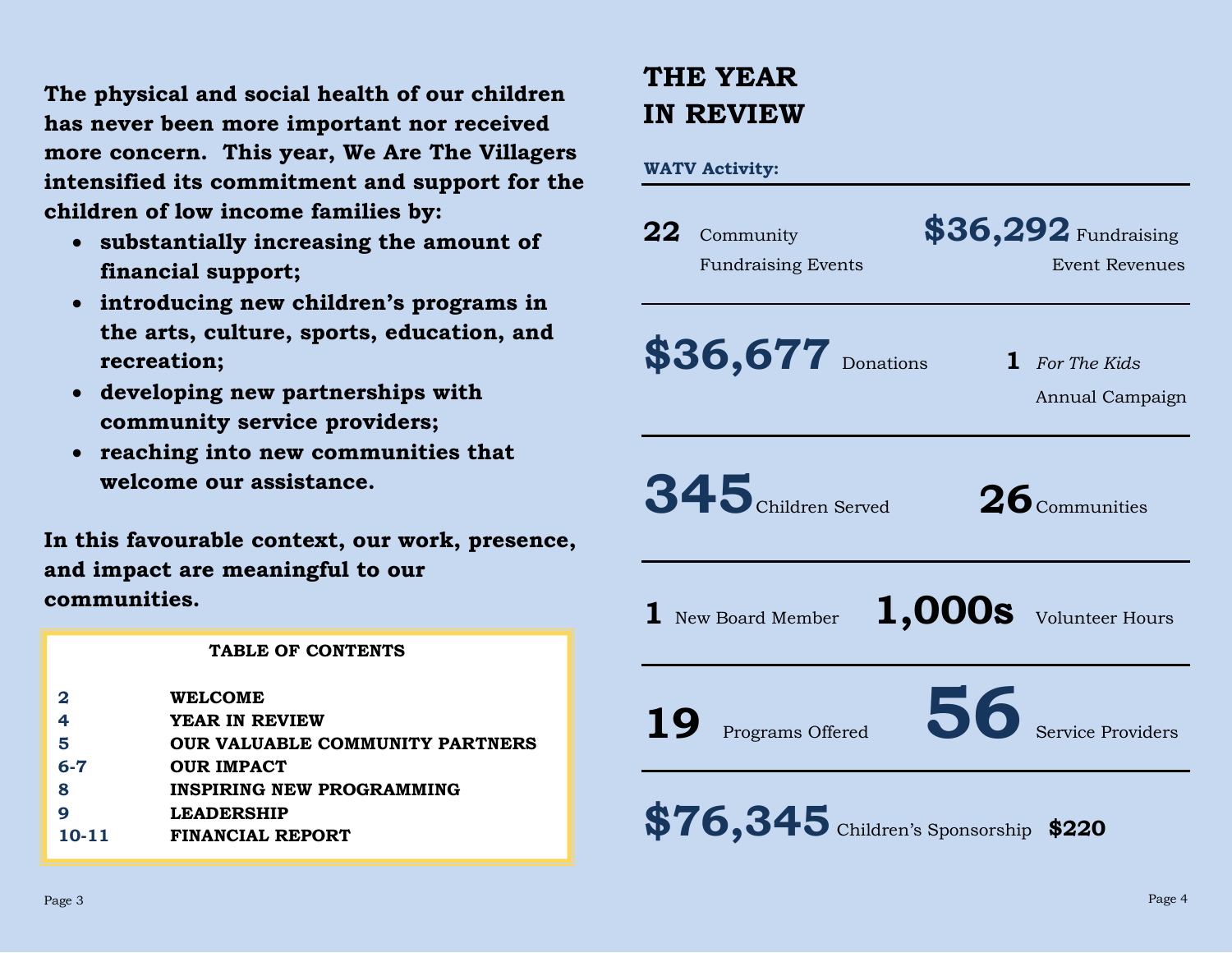**The physical and social health of our children has never been more important nor received more concern. This year, We Are The Villagers intensified its commitment and support for the children of low income families by:**

- **substantially increasing the amount of financial support;**
- **introducing new children's programs in the arts, culture, sports, education, and recreation;**
- **developing new partnerships with community service providers;**
- **reaching into new communities that welcome our assistance.**

**In this favourable context, our work, presence, and impact are meaningful to our communities.**

**TABLE OF CONTENTS**

| | |
|---|---|
| 2 | WELCOME |
| 4 | YEAR IN REVIEW |
| 5 | OUR VALUABLE COMMUNITY PARTNERS |
| 6-7 | OUR IMPACT |
| 8 | INSPIRING NEW PROGRAMMING |
| 9 | LEADERSHIP |
| 10-11 | FINANCIAL REPORT |

# THE YEAR IN REVIEW

**WATV Activity:**

**22** Community Fundraising Events

**$36,292** Fundraising Event Revenues

**$36,677** Donations

**1** *For The Kids* Annual Campaign

**345** Children Served

**26** Communities

**1** New Board Member

**1,000s** Volunteer Hours

**19** Programs Offered

**56** Service Providers

**$76,345** Children's Sponsorship **$220**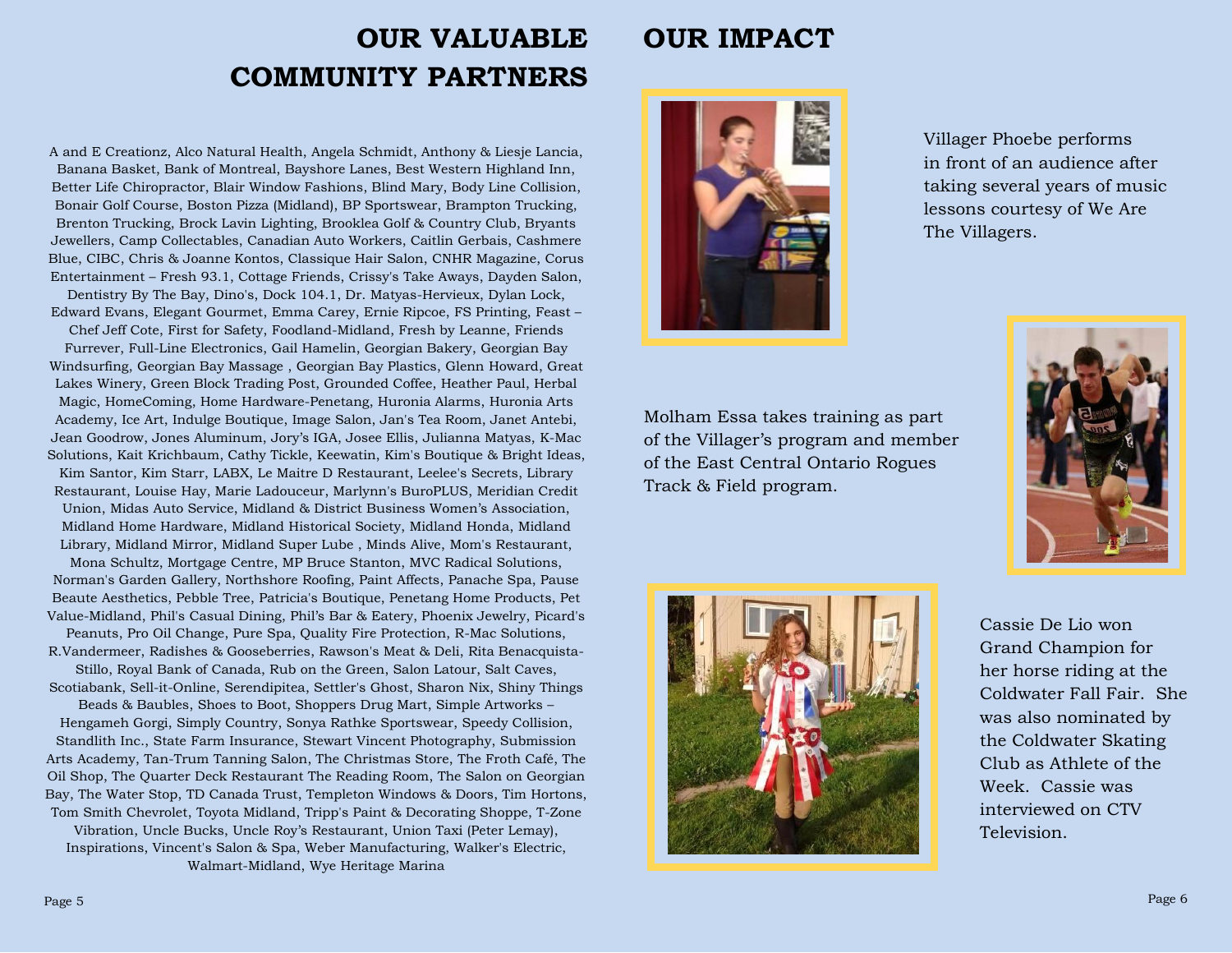# OUR VALUABLE COMMUNITY PARTNERS

A and E Creationz, Alco Natural Health, Angela Schmidt, Anthony & Liesje Lancia, Banana Basket, Bank of Montreal, Bayshore Lanes, Best Western Highland Inn, Better Life Chiropractor, Blair Window Fashions, Blind Mary, Body Line Collision, Bonair Golf Course, Boston Pizza (Midland), BP Sportswear, Brampton Trucking, Brenton Trucking, Brock Lavin Lighting, Brooklea Golf & Country Club, Bryants Jewellers, Camp Collectables, Canadian Auto Workers, Caitlin Gerbais, Cashmere Blue, CIBC, Chris & Joanne Kontos, Classique Hair Salon, CNHR Magazine, Corus Entertainment – Fresh 93.1, Cottage Friends, Crissy's Take Aways, Dayden Salon, Dentistry By The Bay, Dino's, Dock 104.1, Dr. Matyas-Hervieux, Dylan Lock, Edward Evans, Elegant Gourmet, Emma Carey, Ernie Ripcoe, FS Printing, Feast – Chef Jeff Cote, First for Safety, Foodland-Midland, Fresh by Leanne, Friends Furrever, Full-Line Electronics, Gail Hamelin, Georgian Bakery, Georgian Bay Windsurfing, Georgian Bay Massage , Georgian Bay Plastics, Glenn Howard, Great Lakes Winery, Green Block Trading Post, Grounded Coffee, Heather Paul, Herbal Magic, HomeComing, Home Hardware-Penetang, Huronia Alarms, Huronia Arts Academy, Ice Art, Indulge Boutique, Image Salon, Jan's Tea Room, Janet Antebi, Jean Goodrow, Jones Aluminum, Jory's IGA, Josee Ellis, Julianna Matyas, K-Mac Solutions, Kait Krichbaum, Cathy Tickle, Keewatin, Kim's Boutique & Bright Ideas, Kim Santor, Kim Starr, LABX, Le Maitre D Restaurant, Leelee's Secrets, Library Restaurant, Louise Hay, Marie Ladouceur, Marlynn's BuroPLUS, Meridian Credit Union, Midas Auto Service, Midland & District Business Women's Association, Midland Home Hardware, Midland Historical Society, Midland Honda, Midland Library, Midland Mirror, Midland Super Lube , Minds Alive, Mom's Restaurant, Mona Schultz, Mortgage Centre, MP Bruce Stanton, MVC Radical Solutions, Norman's Garden Gallery, Northshore Roofing, Paint Affects, Panache Spa, Pause Beaute Aesthetics, Pebble Tree, Patricia's Boutique, Penetang Home Products, Pet Value-Midland, Phil's Casual Dining, Phil's Bar & Eatery, Phoenix Jewelry, Picard's Peanuts, Pro Oil Change, Pure Spa, Quality Fire Protection, R-Mac Solutions, R.Vandermeer, Radishes & Gooseberries, Rawson's Meat & Deli, Rita Benacquista-Stillo, Royal Bank of Canada, Rub on the Green, Salon Latour, Salt Caves, Scotiabank, Sell-it-Online, Serendipitea, Settler's Ghost, Sharon Nix, Shiny Things Beads & Baubles, Shoes to Boot, Shoppers Drug Mart, Simple Artworks – Hengameh Gorgi, Simply Country, Sonya Rathke Sportswear, Speedy Collision, Standlith Inc., State Farm Insurance, Stewart Vincent Photography, Submission Arts Academy, Tan-Trum Tanning Salon, The Christmas Store, The Froth Café, The Oil Shop, The Quarter Deck Restaurant The Reading Room, The Salon on Georgian Bay, The Water Stop, TD Canada Trust, Templeton Windows & Doors, Tim Hortons, Tom Smith Chevrolet, Toyota Midland, Tripp's Paint & Decorating Shoppe, T-Zone Vibration, Uncle Bucks, Uncle Roy's Restaurant, Union Taxi (Peter Lemay), Inspirations, Vincent's Salon & Spa, Weber Manufacturing, Walker's Electric, Walmart-Midland, Wye Heritage Marina

# OUR IMPACT

Villager Phoebe performs in front of an audience after taking several years of music lessons courtesy of We Are The Villagers.

Molham Essa takes training as part of the Villager's program and member of the East Central Ontario Rogues Track & Field program.

Cassie De Lio won Grand Champion for her horse riding at the Coldwater Fall Fair. She was also nominated by the Coldwater Skating Club as Athlete of the Week. Cassie was interviewed on CTV Television.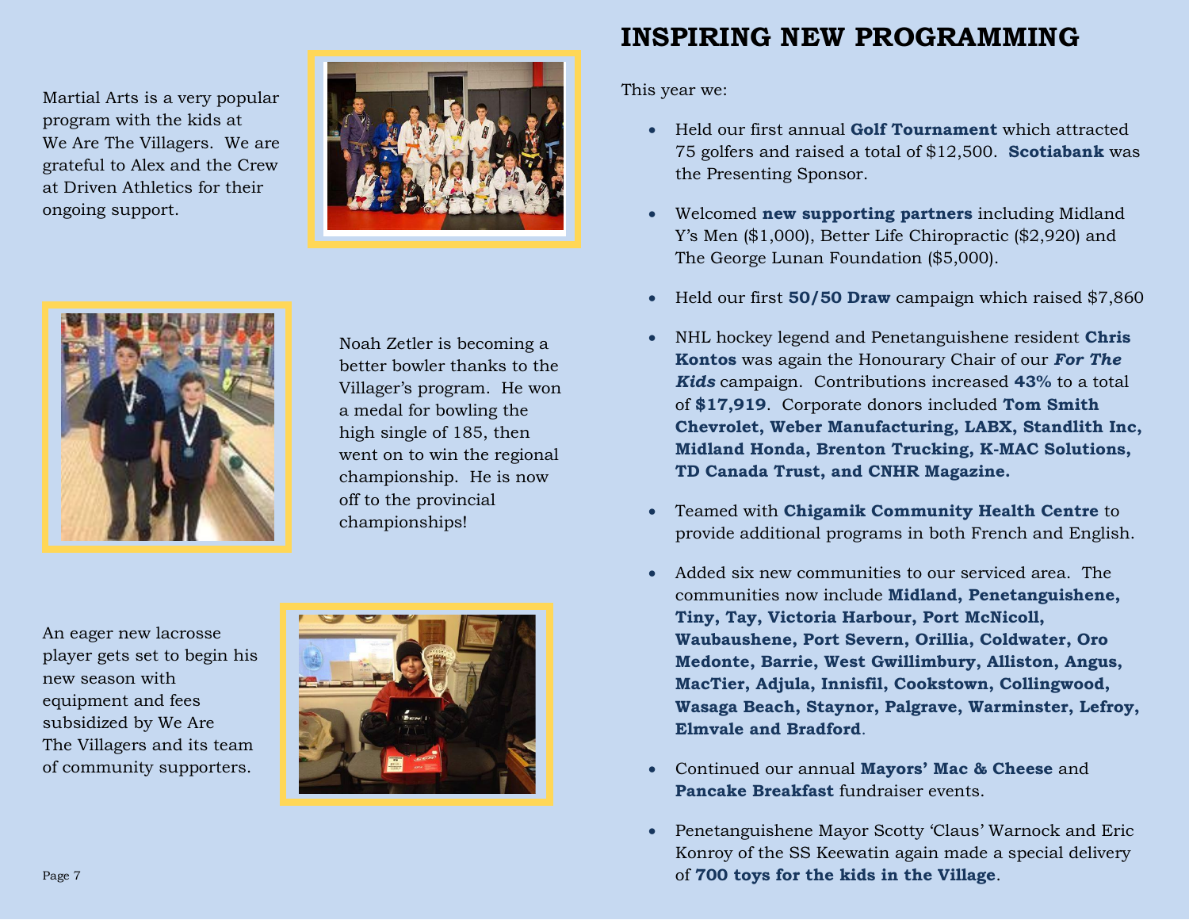Martial Arts is a very popular program with the kids at We Are The Villagers. We are grateful to Alex and the Crew at Driven Athletics for their ongoing support.

Noah Zetler is becoming a better bowler thanks to the Villager's program. He won a medal for bowling the high single of 185, then went on to win the regional championship. He is now off to the provincial championships!

An eager new lacrosse player gets set to begin his new season with equipment and fees subsidized by We Are The Villagers and its team of community supporters.

# INSPIRING NEW PROGRAMMING

This year we:

- Held our first annual **Golf Tournament** which attracted 75 golfers and raised a total of $12,500. **Scotiabank** was the Presenting Sponsor.
- Welcomed **new supporting partners** including Midland Y's Men ($1,000), Better Life Chiropractic ($2,920) and The George Lunan Foundation ($5,000).
- Held our first **50/50 Draw** campaign which raised $7,860
- NHL hockey legend and Penetanguishene resident **Chris Kontos** was again the Honourary Chair of our ***For The Kids*** campaign. Contributions increased **43%** to a total of **$17,919**. Corporate donors included **Tom Smith Chevrolet, Weber Manufacturing, LABX, Standlith Inc, Midland Honda, Brenton Trucking, K-MAC Solutions, TD Canada Trust, and CNHR Magazine.**
- Teamed with **Chigamik Community Health Centre** to provide additional programs in both French and English.
- Added six new communities to our serviced area. The communities now include **Midland, Penetanguishene, Tiny, Tay, Victoria Harbour, Port McNicoll, Waubaushene, Port Severn, Orillia, Coldwater, Oro Medonte, Barrie, West Gwillimbury, Alliston, Angus, MacTier, Adjula, Innisfil, Cookstown, Collingwood, Wasaga Beach, Staynor, Palgrave, Warminster, Lefroy, Elmvale and Bradford**.
- Continued our annual **Mayors' Mac & Cheese** and **Pancake Breakfast** fundraiser events.
- Penetanguishene Mayor Scotty 'Claus' Warnock and Eric Konroy of the SS Keewatin again made a special delivery of **700 toys for the kids in the Village**.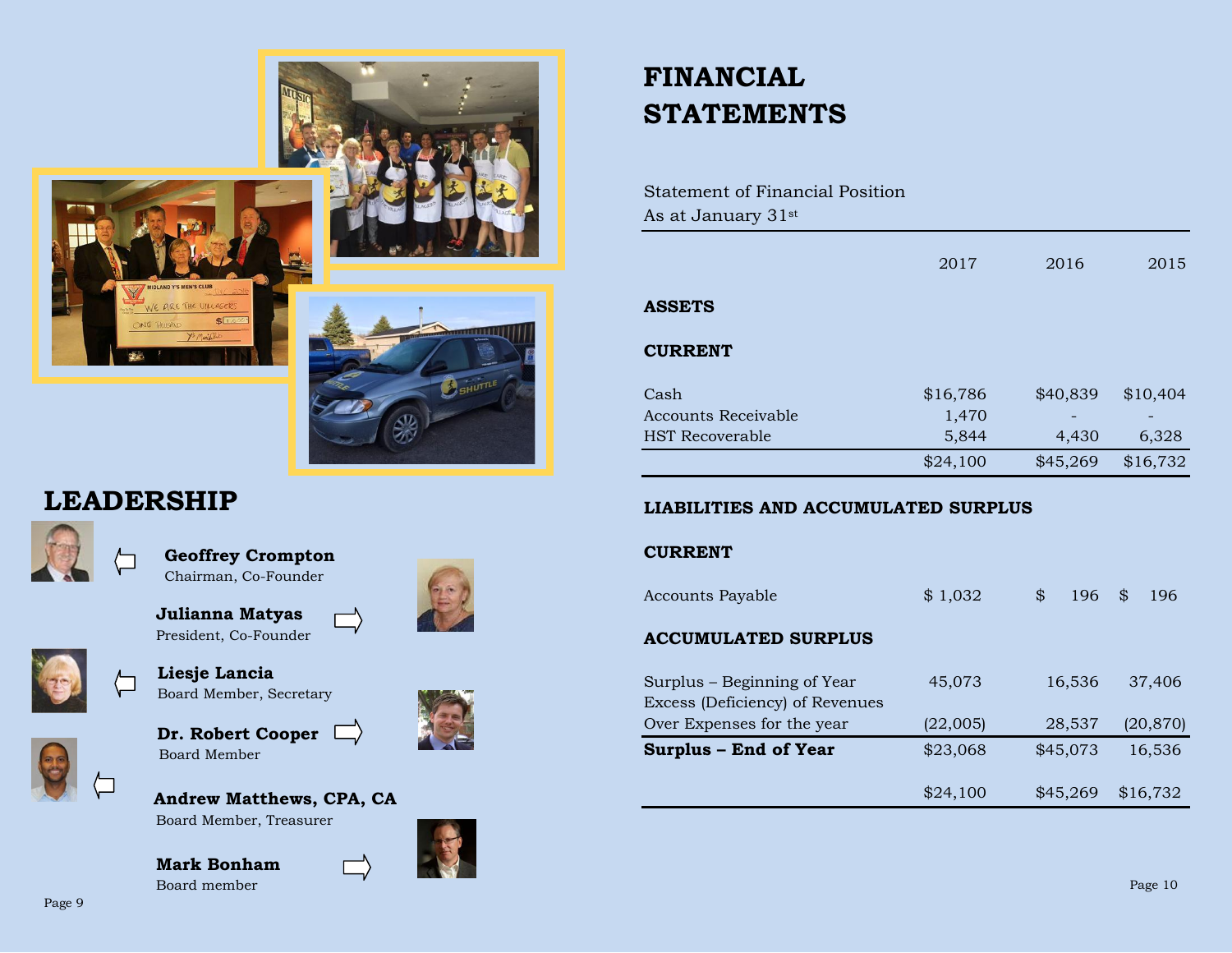## LEADERSHIP

**Geoffrey Crompton**
Chairman, Co-Founder

**Julianna Matyas**
President, Co-Founder

**Liesje Lancia**
Board Member, Secretary

**Dr. Robert Cooper**
Board Member

**Andrew Matthews, CPA, CA**
Board Member, Treasurer

**Mark Bonham**
Board member

# FINANCIAL STATEMENTS

Statement of Financial Position
As at January 31st

| | 2017 | 2016 | 2015 |
|---|---|---|---|
| **ASSETS** | | | |
| **CURRENT** | | | |
| Cash | $16,786 | $40,839 | $10,404 |
| Accounts Receivable | 1,470 | - | - |
| HST Recoverable | 5,844 | 4,430 | 6,328 |
| | $24,100 | $45,269 | $16,732 |
| **LIABILITIES AND ACCUMULATED SURPLUS** | | | |
| **CURRENT** | | | |
| Accounts Payable | $ 1,032 | $ 196 | $ 196 |
| **ACCUMULATED SURPLUS** | | | |
| Surplus – Beginning of Year | 45,073 | 16,536 | 37,406 |
| Excess (Deficiency) of Revenues Over Expenses for the year | (22,005) | 28,537 | (20,870) |
| **Surplus – End of Year** | $23,068 | $45,073 | 16,536 |
| | $24,100 | $45,269 | $16,732 |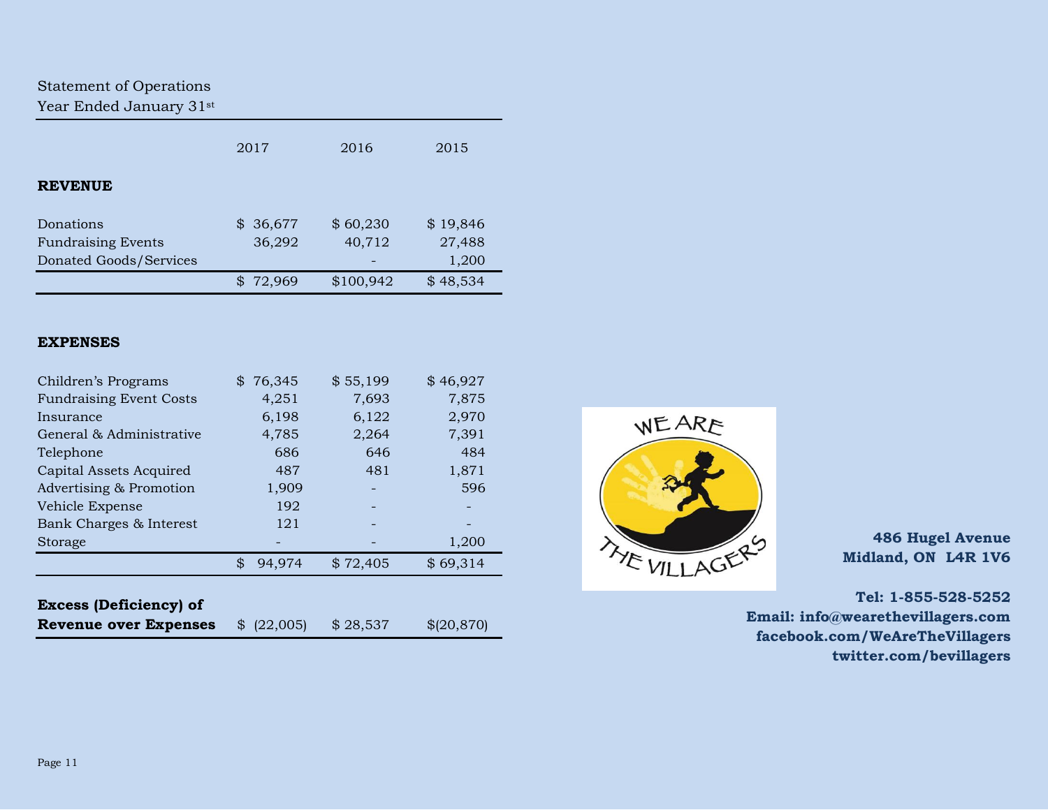Statement of Operations
Year Ended January 31st

| | 2017 | 2016 | 2015 |
|---|---|---|---|
| **REVENUE** | | | |
| Donations | $ 36,677 | $ 60,230 | $ 19,846 |
| Fundraising Events | 36,292 | 40,712 | 27,488 |
| Donated Goods/Services | | - | 1,200 |
| | $ 72,969 | $100,942 | $ 48,534 |
| **EXPENSES** | | | |
| Children's Programs | $ 76,345 | $ 55,199 | $ 46,927 |
| Fundraising Event Costs | 4,251 | 7,693 | 7,875 |
| Insurance | 6,198 | 6,122 | 2,970 |
| General & Administrative | 4,785 | 2,264 | 7,391 |
| Telephone | 686 | 646 | 484 |
| Capital Assets Acquired | 487 | 481 | 1,871 |
| Advertising & Promotion | 1,909 | - | 596 |
| Vehicle Expense | 192 | - | - |
| Bank Charges & Interest | 121 | - | - |
| Storage | - | - | 1,200 |
| | $ 94,974 | $ 72,405 | $ 69,314 |
| **Excess (Deficiency) of Revenue over Expenses** | $ (22,005) | $ 28,537 | $(20,870) |

WE ARE THE VILLAGERS

**486 Hugel Avenue**
**Midland, ON L4R 1V6**

**Tel: 1-855-528-5252**
**Email: info@wearethevillagers.com**
**facebook.com/WeAreTheVillagers**
**twitter.com/bevillagers**